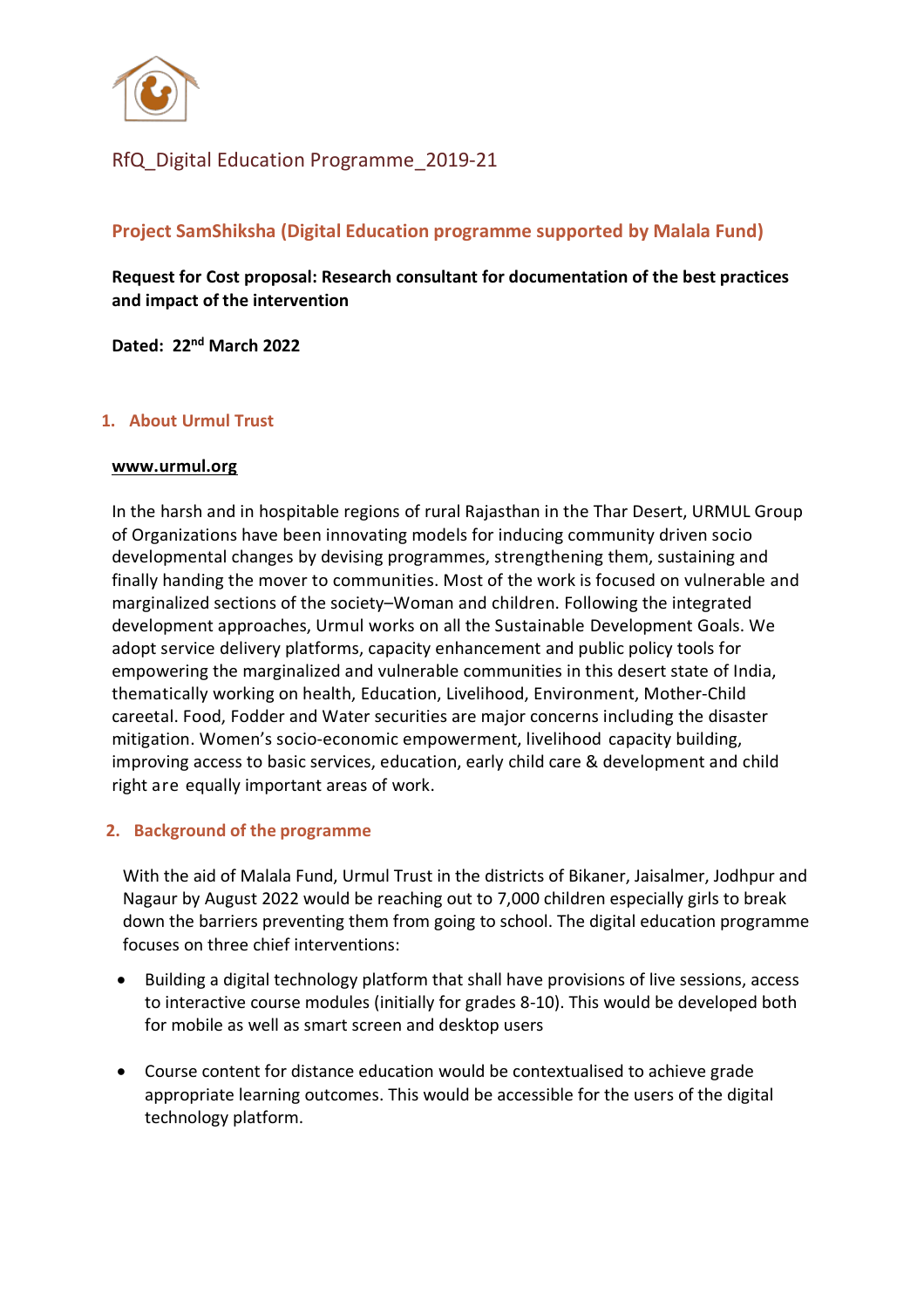RfQ_Digital Education Programme_2019-21

## Project SamShiksha (Digital Education programme supported by Malala Fund)

**Request for Cost proposal: Research consultant for documentation of the best practices and impact of the intervention**

**Dated: 22nd March 2022**

### 1. About Urmul Trust

**www.urmul.org**

In the harsh and in hospitable regions of rural Rajasthan in the Thar Desert, URMUL Group of Organizations have been innovating models for inducing community driven socio developmental changes by devising programmes, strengthening them, sustaining and finally handing the mover to communities. Most of the work is focused on vulnerable and marginalized sections of the society–Woman and children. Following the integrated development approaches, Urmul works on all the Sustainable Development Goals. We adopt service delivery platforms, capacity enhancement and public policy tools for empowering the marginalized and vulnerable communities in this desert state of India, thematically working on health, Education, Livelihood, Environment, Mother-Child careetal. Food, Fodder and Water securities are major concerns including the disaster mitigation. Women's socio-economic empowerment, livelihood capacity building, improving access to basic services, education, early child care & development and child right are equally important areas of work.

### 2. Background of the programme

With the aid of Malala Fund, Urmul Trust in the districts of Bikaner, Jaisalmer, Jodhpur and Nagaur by August 2022 would be reaching out to 7,000 children especially girls to break down the barriers preventing them from going to school. The digital education programme focuses on three chief interventions:

- Building a digital technology platform that shall have provisions of live sessions, access to interactive course modules (initially for grades 8-10). This would be developed both for mobile as well as smart screen and desktop users
- Course content for distance education would be contextualised to achieve grade appropriate learning outcomes. This would be accessible for the users of the digital technology platform.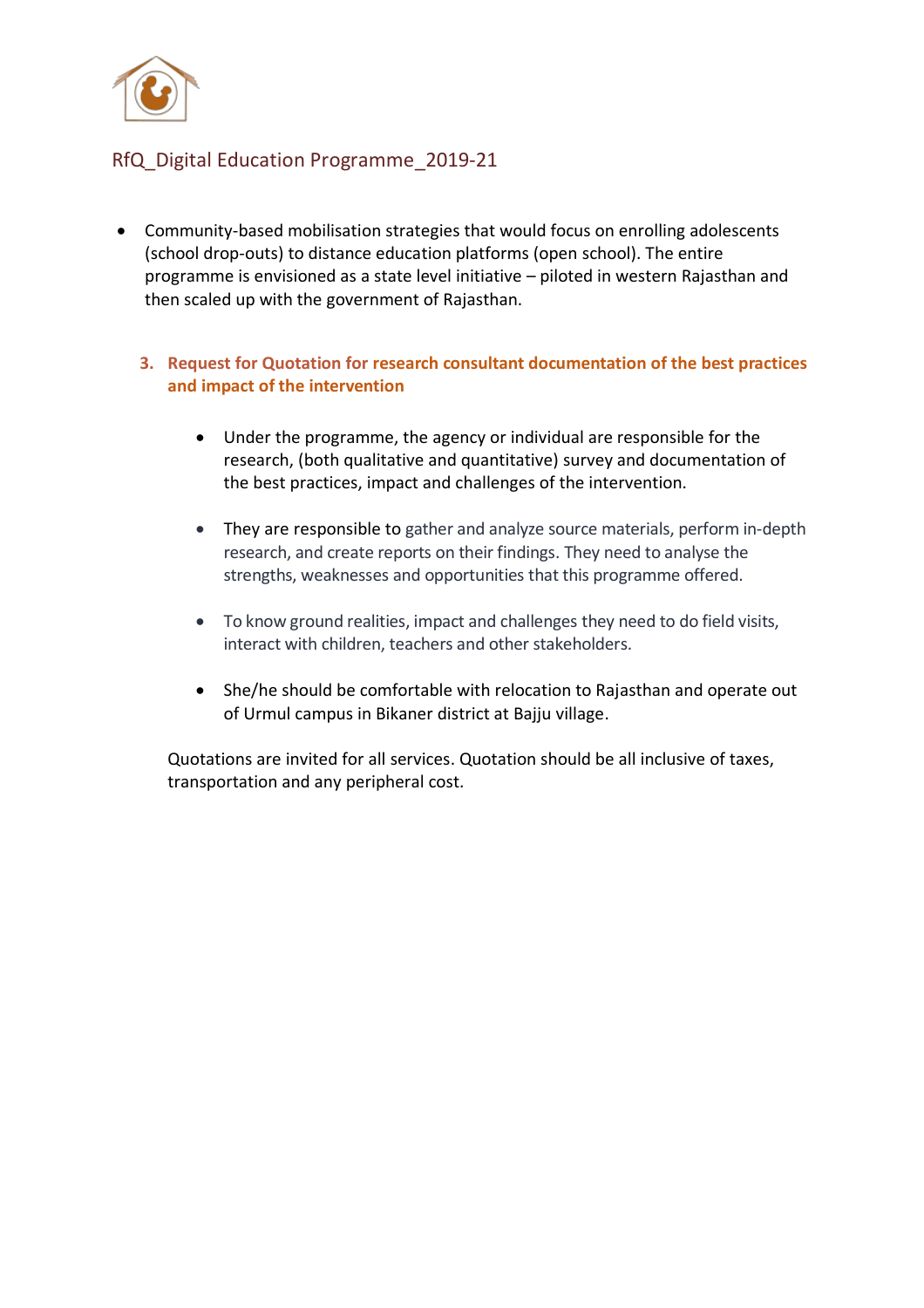- Community-based mobilisation strategies that would focus on enrolling adolescents (school drop-outs) to distance education platforms (open school). The entire programme is envisioned as a state level initiative – piloted in western Rajasthan and then scaled up with the government of Rajasthan.

### 3. Request for Quotation for research consultant documentation of the best practices and impact of the intervention

- Under the programme, the agency or individual are responsible for the research, (both qualitative and quantitative) survey and documentation of the best practices, impact and challenges of the intervention.

- They are responsible to gather and analyze source materials, perform in-depth research, and create reports on their findings. They need to analyse the strengths, weaknesses and opportunities that this programme offered.

- To know ground realities, impact and challenges they need to do field visits, interact with children, teachers and other stakeholders.

- She/he should be comfortable with relocation to Rajasthan and operate out of Urmul campus in Bikaner district at Bajju village.

Quotations are invited for all services. Quotation should be all inclusive of taxes, transportation and any peripheral cost.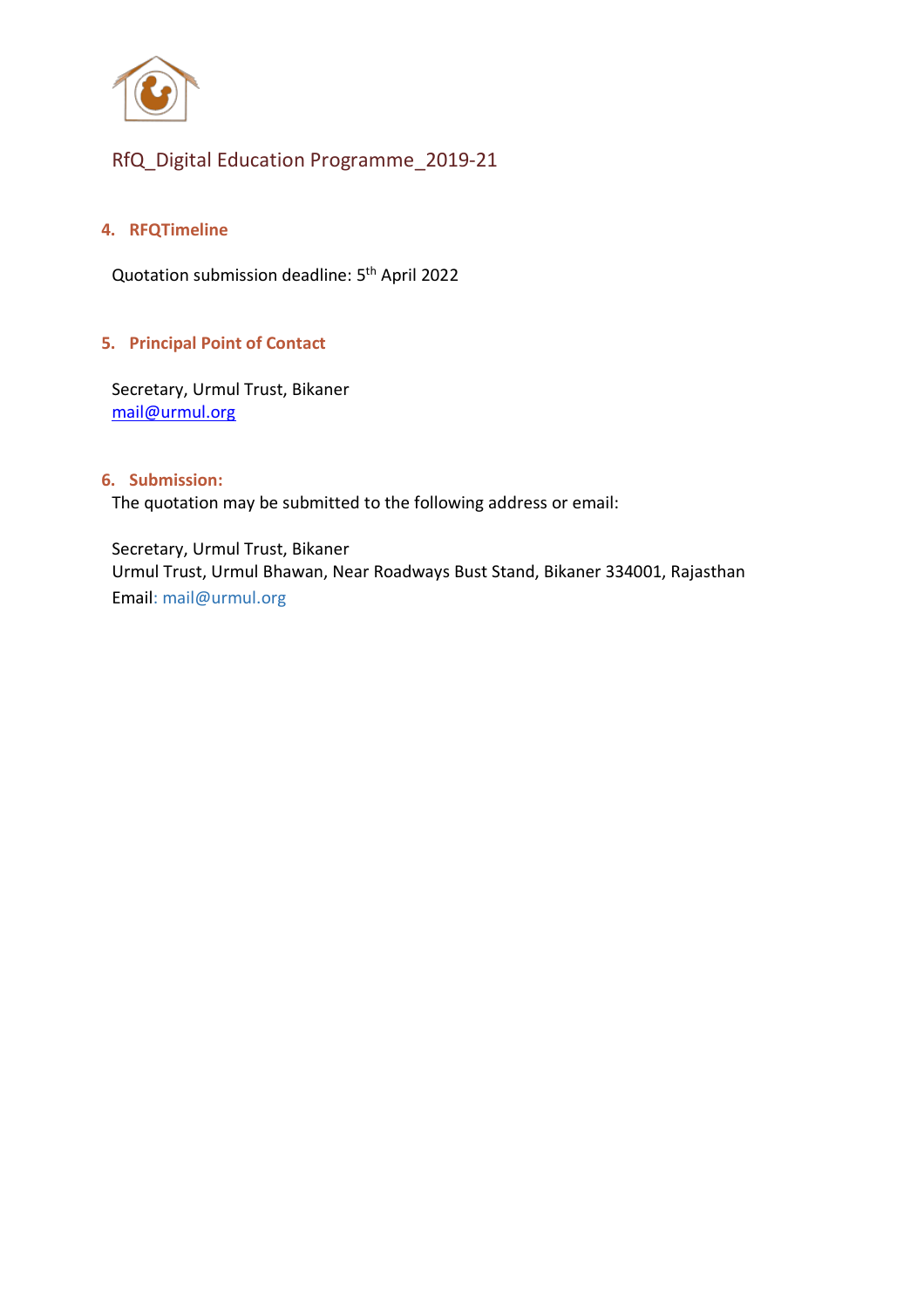RfQ_Digital Education Programme_2019-21

## 4. RFQTimeline

Quotation submission deadline: 5th April 2022

## 5. Principal Point of Contact

Secretary, Urmul Trust, Bikaner
mail@urmul.org

## 6. Submission:

The quotation may be submitted to the following address or email:

Secretary, Urmul Trust, Bikaner
Urmul Trust, Urmul Bhawan, Near Roadways Bust Stand, Bikaner 334001, Rajasthan
Email: mail@urmul.org